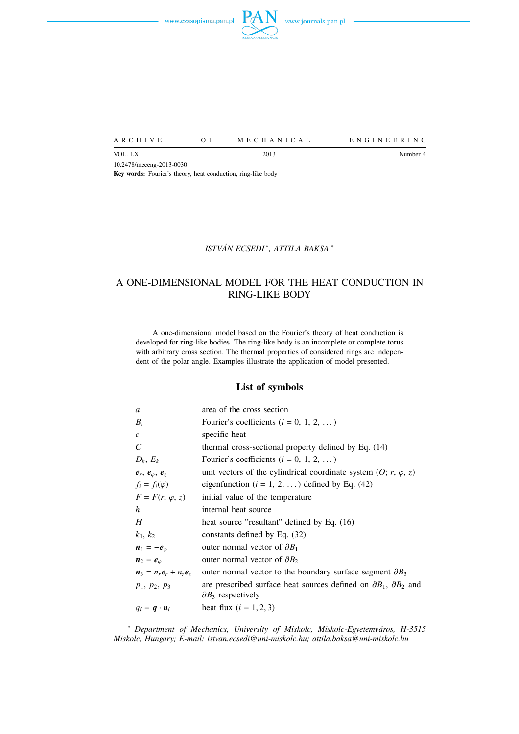ARCHIVE OF MECHANICAL ENGINEERING

VOL. LX 2013 Number 4

10.2478/meceng-2013-0030

**Key words:** Fourier's theory, heat conduction, ring-like body

*ISTVÁN ECSEDI* [∗], *ATTILA BAKSA* [∗]

# A ONE-DIMENSIONAL MODEL FOR THE HEAT CONDUCTION IN RING-LIKE BODY

A one-dimensional model based on the Fourier's theory of heat conduction is developed for ring-like bodies. The ring-like body is an incomplete or complete torus with arbitrary cross section. The thermal properties of considered rings are independent of the polar angle. Examples illustrate the application of model presented.

## List of symbols

| | |
|---|---|
| $a$ | area of the cross section |
| $B_i$ | Fourier's coefficients ($i = 0, 1, 2, \ldots$) |
| $c$ | specific heat |
| $C$ | thermal cross-sectional property defined by Eq. (14) |
| $D_k$, $E_k$ | Fourier's coefficients ($i = 0, 1, 2, \ldots$) |
| $\boldsymbol{e}_r$, $\boldsymbol{e}_\varphi$, $\boldsymbol{e}_z$ | unit vectors of the cylindrical coordinate system ($O$; $r$, $\varphi$, $z$) |
| $f_i = f_i(\varphi)$ | eigenfunction ($i = 1, 2, \ldots$) defined by Eq. (42) |
| $F = F(r, \varphi, z)$ | initial value of the temperature |
| $h$ | internal heat source |
| $H$ | heat source "resultant" defined by Eq. (16) |
| $k_1$, $k_2$ | constants defined by Eq. (32) |
| $\boldsymbol{n}_1 = -\boldsymbol{e}_\varphi$ | outer normal vector of $\partial B_1$ |
| $\boldsymbol{n}_2 = \boldsymbol{e}_\varphi$ | outer normal vector of $\partial B_2$ |
| $\boldsymbol{n}_3 = n_r \boldsymbol{e}_r + n_z \boldsymbol{e}_z$ | outer normal vector to the boundary surface segment $\partial B_3$ |
| $p_1$, $p_2$, $p_3$ | are prescribed surface heat sources defined on $\partial B_1$, $\partial B_2$ and $\partial B_3$ respectively |
| $q_i = \boldsymbol{q} \cdot \boldsymbol{n}_i$ | heat flux ($i = 1, 2, 3$) |

[∗] *Department of Mechanics, University of Miskolc, Miskolc-Egyetemváros, H-3515 Miskolc, Hungary; E-mail: istvan.ecsedi@uni-miskolc.hu; attila.baksa@uni-miskolc.hu*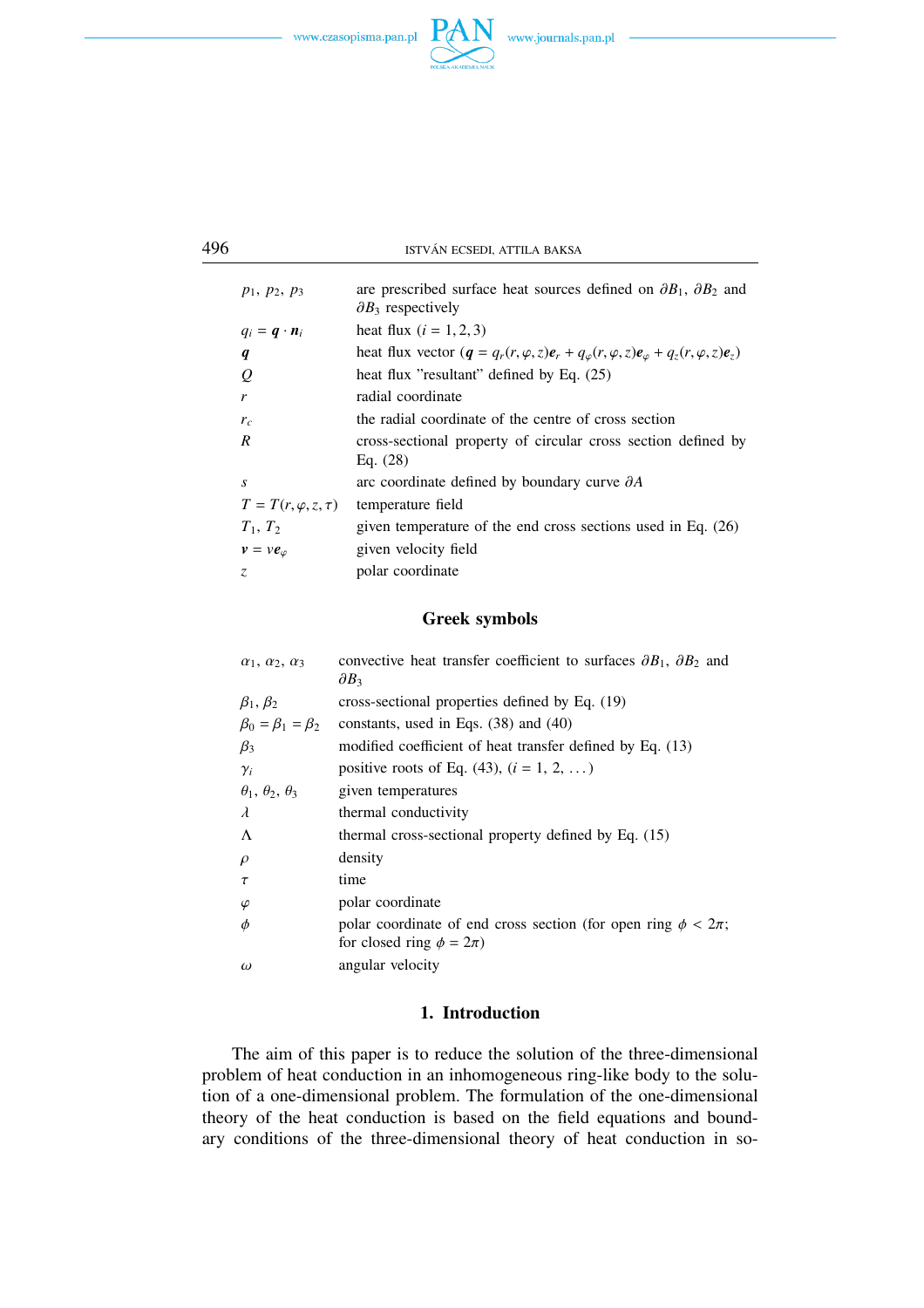| | |
|---|---|
| $p_1,\ p_2,\ p_3$ | are prescribed surface heat sources defined on $\partial B_1$, $\partial B_2$ and $\partial B_3$ respectively |
| $q_i = \boldsymbol{q}\cdot\boldsymbol{n}_i$ | heat flux $(i = 1, 2, 3)$ |
| $\boldsymbol{q}$ | heat flux vector ($\boldsymbol{q} = q_r(r,\varphi,z)\boldsymbol{e}_r + q_\varphi(r,\varphi,z)\boldsymbol{e}_\varphi + q_z(r,\varphi,z)\boldsymbol{e}_z$) |
| $Q$ | heat flux "resultant" defined by Eq. (25) |
| $r$ | radial coordinate |
| $r_c$ | the radial coordinate of the centre of cross section |
| $R$ | cross-sectional property of circular cross section defined by Eq. (28) |
| $s$ | arc coordinate defined by boundary curve $\partial A$ |
| $T = T(r,\varphi,z,\tau)$ | temperature field |
| $T_1,\ T_2$ | given temperature of the end cross sections used in Eq. (26) |
| $\boldsymbol{v} = v\boldsymbol{e}_\varphi$ | given velocity field |
| $z$ | polar coordinate |

## Greek symbols

| | |
|---|---|
| $\alpha_1,\ \alpha_2,\ \alpha_3$ | convective heat transfer coefficient to surfaces $\partial B_1$, $\partial B_2$ and $\partial B_3$ |
| $\beta_1,\ \beta_2$ | cross-sectional properties defined by Eq. (19) |
| $\beta_0 = \beta_1 = \beta_2$ | constants, used in Eqs. (38) and (40) |
| $\beta_3$ | modified coefficient of heat transfer defined by Eq. (13) |
| $\gamma_i$ | positive roots of Eq. (43), $(i = 1,\ 2,\ \ldots)$ |
| $\theta_1,\ \theta_2,\ \theta_3$ | given temperatures |
| $\lambda$ | thermal conductivity |
| $\Lambda$ | thermal cross-sectional property defined by Eq. (15) |
| $\rho$ | density |
| $\tau$ | time |
| $\varphi$ | polar coordinate |
| $\phi$ | polar coordinate of end cross section (for open ring $\phi < 2\pi$; for closed ring $\phi = 2\pi$) |
| $\omega$ | angular velocity |

## 1. Introduction

The aim of this paper is to reduce the solution of the three-dimensional problem of heat conduction in an inhomogeneous ring-like body to the solution of a one-dimensional problem. The formulation of the one-dimensional theory of the heat conduction is based on the field equations and boundary conditions of the three-dimensional theory of heat conduction in so-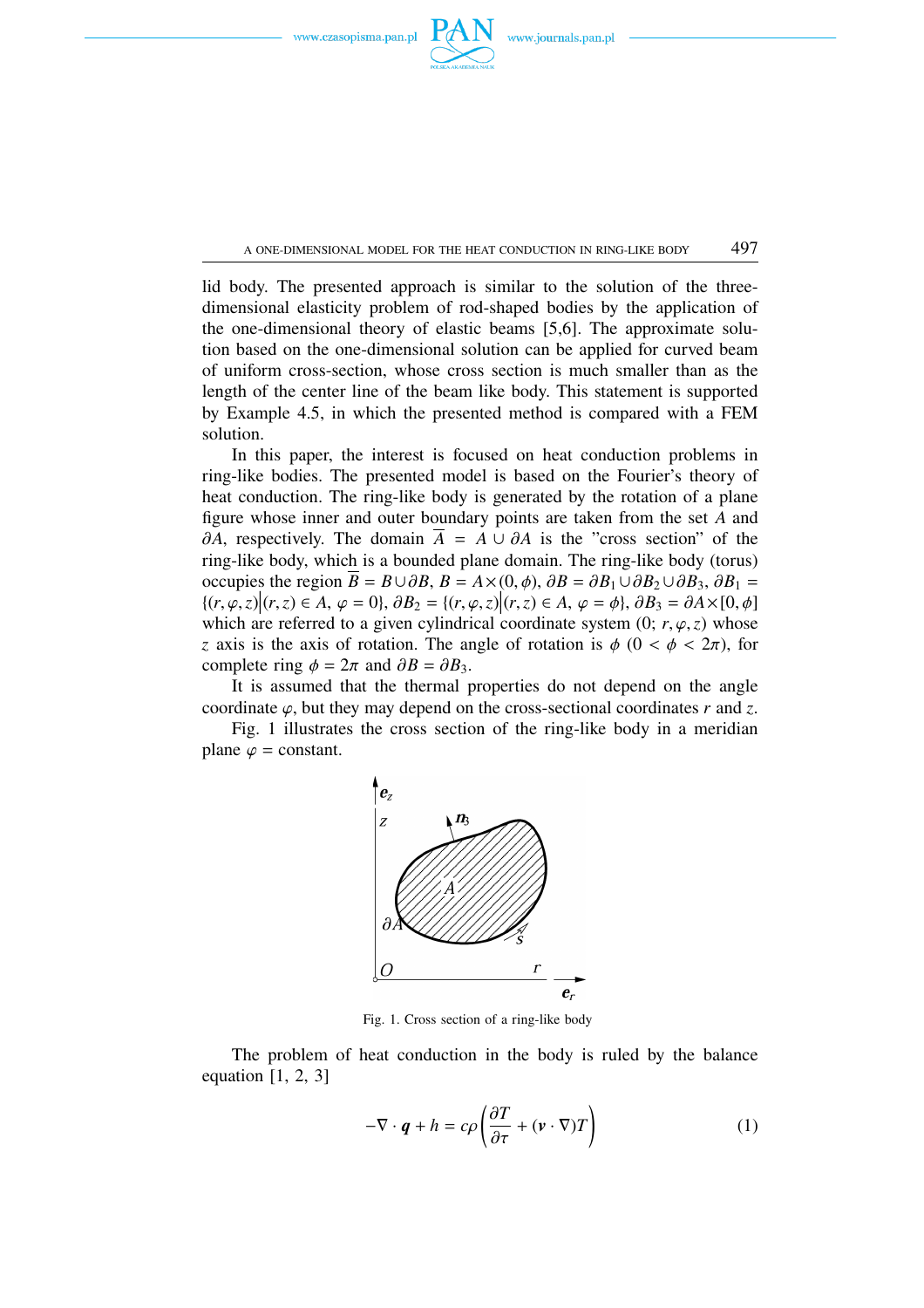lid body. The presented approach is similar to the solution of the three-dimensional elasticity problem of rod-shaped bodies by the application of the one-dimensional theory of elastic beams [5,6]. The approximate solution based on the one-dimensional solution can be applied for curved beam of uniform cross-section, whose cross section is much smaller than as the length of the center line of the beam like body. This statement is supported by Example 4.5, in which the presented method is compared with a FEM solution.

In this paper, the interest is focused on heat conduction problems in ring-like bodies. The presented model is based on the Fourier's theory of heat conduction. The ring-like body is generated by the rotation of a plane figure whose inner and outer boundary points are taken from the set $A$ and $\partial A$, respectively. The domain $\overline{A} = A \cup \partial A$ is the "cross section" of the ring-like body, which is a bounded plane domain. The ring-like body (torus) occupies the region $\overline{B} = B \cup \partial B$, $B = A \times (0, \phi)$, $\partial B = \partial B_1 \cup \partial B_2 \cup \partial B_3$, $\partial B_1 = \{(r, \varphi, z) | (r, z) \in A,\ \varphi = 0\}$, $\partial B_2 = \{(r, \varphi, z) | (r, z) \in A,\ \varphi = \phi\}$, $\partial B_3 = \partial A \times [0, \phi]$ which are referred to a given cylindrical coordinate system $(0;\ r, \varphi, z)$ whose $z$ axis is the axis of rotation. The angle of rotation is $\phi$ $(0 < \phi < 2\pi)$, for complete ring $\phi = 2\pi$ and $\partial B = \partial B_3$.

It is assumed that the thermal properties do not depend on the angle coordinate $\varphi$, but they may depend on the cross-sectional coordinates $r$ and $z$.

Fig. 1 illustrates the cross section of the ring-like body in a meridian plane $\varphi$ = constant.

Fig. 1. Cross section of a ring-like body

The problem of heat conduction in the body is ruled by the balance equation [1, 2, 3]

$$-\nabla \cdot \boldsymbol{q} + h = c\rho \left( \frac{\partial T}{\partial \tau} + (\boldsymbol{v} \cdot \nabla) T \right) \tag{1}$$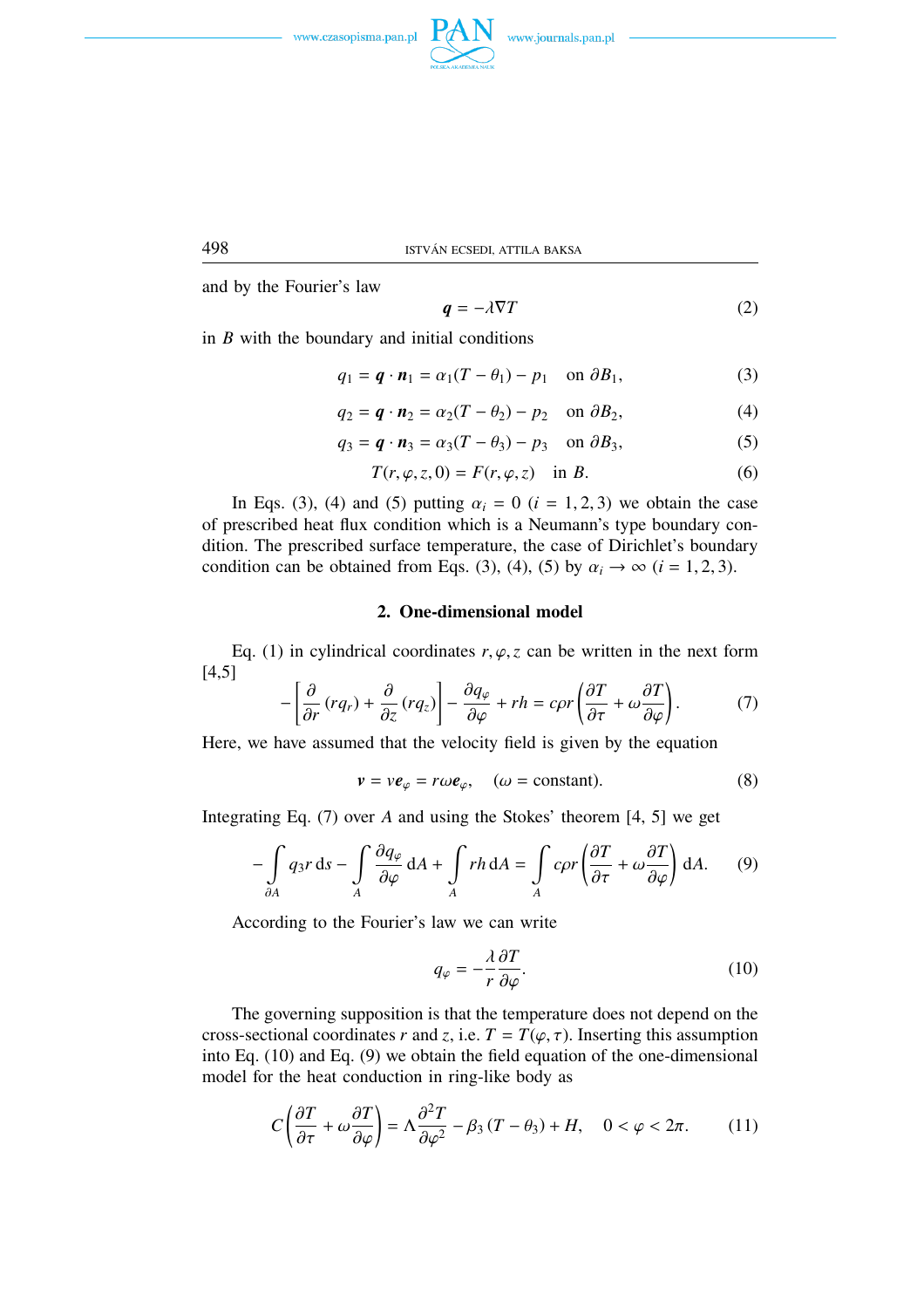and by the Fourier's law

$$\boldsymbol{q} = -\lambda \nabla T \tag{2}$$

in $B$ with the boundary and initial conditions

$$q_1 = \boldsymbol{q} \cdot \boldsymbol{n}_1 = \alpha_1 (T - \theta_1) - p_1 \quad \text{on } \partial B_1, \tag{3}$$

$$q_2 = \boldsymbol{q} \cdot \boldsymbol{n}_2 = \alpha_2 (T - \theta_2) - p_2 \quad \text{on } \partial B_2, \tag{4}$$

$$q_3 = \boldsymbol{q} \cdot \boldsymbol{n}_3 = \alpha_3 (T - \theta_3) - p_3 \quad \text{on } \partial B_3, \tag{5}$$

$$T(r, \varphi, z, 0) = F(r, \varphi, z) \quad \text{in } B. \tag{6}$$

In Eqs. (3), (4) and (5) putting $\alpha_i = 0$ $(i = 1, 2, 3)$ we obtain the case of prescribed heat flux condition which is a Neumann's type boundary condition. The prescribed surface temperature, the case of Dirichlet's boundary condition can be obtained from Eqs. (3), (4), (5) by $\alpha_i \to \infty$ $(i = 1, 2, 3)$.

## 2. One-dimensional model

Eq. (1) in cylindrical coordinates $r, \varphi, z$ can be written in the next form [4,5]

$$-\left[\frac{\partial}{\partial r}(r q_r) + \frac{\partial}{\partial z}(r q_z)\right] - \frac{\partial q_\varphi}{\partial \varphi} + r h = c \rho r \left(\frac{\partial T}{\partial \tau} + \omega \frac{\partial T}{\partial \varphi}\right). \tag{7}$$

Here, we have assumed that the velocity field is given by the equation

$$\boldsymbol{v} = v \boldsymbol{e}_\varphi = r \omega \boldsymbol{e}_\varphi, \quad (\omega = \text{constant}). \tag{8}$$

Integrating Eq. (7) over $A$ and using the Stokes' theorem [4, 5] we get

$$-\int_{\partial A} q_3 r \, \mathrm{d}s - \int_A \frac{\partial q_\varphi}{\partial \varphi} \, \mathrm{d}A + \int_A r h \, \mathrm{d}A = \int_A c \rho r \left(\frac{\partial T}{\partial \tau} + \omega \frac{\partial T}{\partial \varphi}\right) \mathrm{d}A. \tag{9}$$

According to the Fourier's law we can write

$$q_\varphi = -\frac{\lambda}{r} \frac{\partial T}{\partial \varphi}. \tag{10}$$

The governing supposition is that the temperature does not depend on the cross-sectional coordinates $r$ and $z$, i.e. $T = T(\varphi, \tau)$. Inserting this assumption into Eq. (10) and Eq. (9) we obtain the field equation of the one-dimensional model for the heat conduction in ring-like body as

$$C\left(\frac{\partial T}{\partial \tau} + \omega \frac{\partial T}{\partial \varphi}\right) = \Lambda \frac{\partial^2 T}{\partial \varphi^2} - \beta_3 (T - \theta_3) + H, \quad 0 < \varphi < 2\pi. \tag{11}$$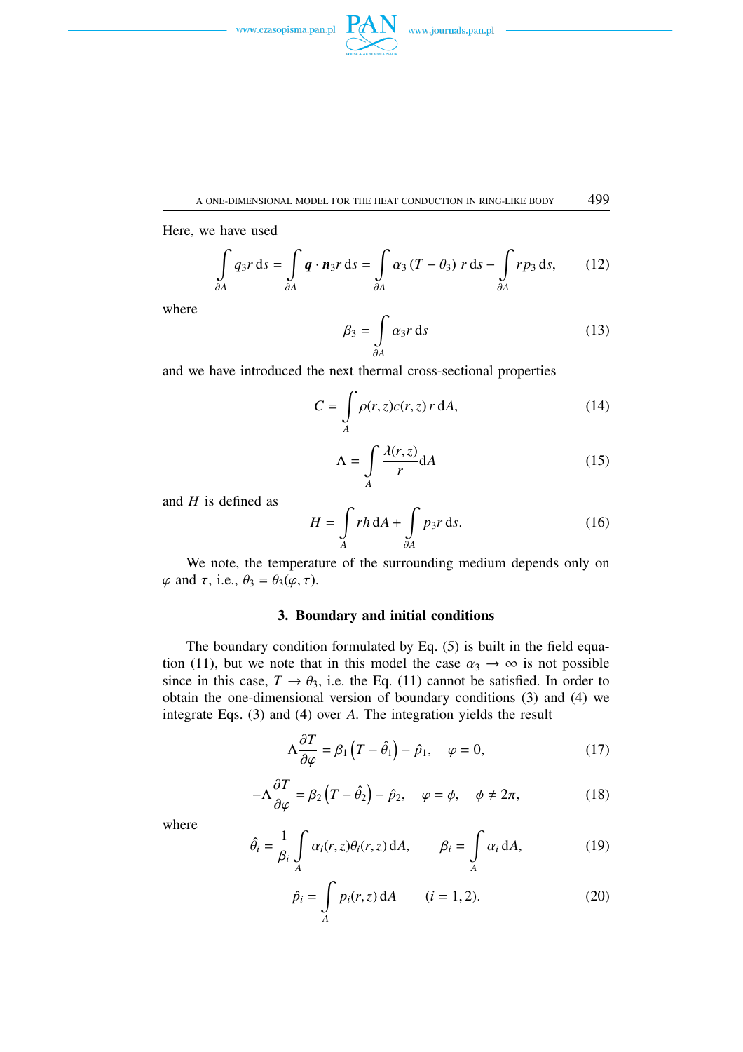Here, we have used

$$\int_{\partial A} q_3 r \,\mathrm{d}s = \int_{\partial A} \boldsymbol{q} \cdot \boldsymbol{n}_3 r \,\mathrm{d}s = \int_{\partial A} \alpha_3 \left(T - \theta_3\right) r \,\mathrm{d}s - \int_{\partial A} r p_3 \,\mathrm{d}s, \tag{12}$$

where

$$\beta_3 = \int_{\partial A} \alpha_3 r \,\mathrm{d}s \tag{13}$$

and we have introduced the next thermal cross-sectional properties

$$C = \int_A \rho(r,z) c(r,z)\, r \,\mathrm{d}A, \tag{14}$$

$$\Lambda = \int_A \frac{\lambda(r,z)}{r} \mathrm{d}A \tag{15}$$

and $H$ is defined as

$$H = \int_A r h \,\mathrm{d}A + \int_{\partial A} p_3 r \,\mathrm{d}s. \tag{16}$$

We note, the temperature of the surrounding medium depends only on $\varphi$ and $\tau$, i.e., $\theta_3 = \theta_3(\varphi, \tau)$.

## 3. Boundary and initial conditions

The boundary condition formulated by Eq. (5) is built in the field equation (11), but we note that in this model the case $\alpha_3 \to \infty$ is not possible since in this case, $T \to \theta_3$, i.e. the Eq. (11) cannot be satisfied. In order to obtain the one-dimensional version of boundary conditions (3) and (4) we integrate Eqs. (3) and (4) over $A$. The integration yields the result

$$\Lambda \frac{\partial T}{\partial \varphi} = \beta_1 \left(T - \hat{\theta}_1\right) - \hat{p}_1, \quad \varphi = 0, \tag{17}$$

$$-\Lambda \frac{\partial T}{\partial \varphi} = \beta_2 \left(T - \hat{\theta}_2\right) - \hat{p}_2, \quad \varphi = \phi, \quad \phi \neq 2\pi, \tag{18}$$

where

$$\hat{\theta}_i = \frac{1}{\beta_i} \int_A \alpha_i(r,z) \theta_i(r,z) \,\mathrm{d}A, \qquad \beta_i = \int_A \alpha_i \,\mathrm{d}A, \tag{19}$$

$$\hat{p}_i = \int_A p_i(r,z) \,\mathrm{d}A \qquad (i = 1, 2). \tag{20}$$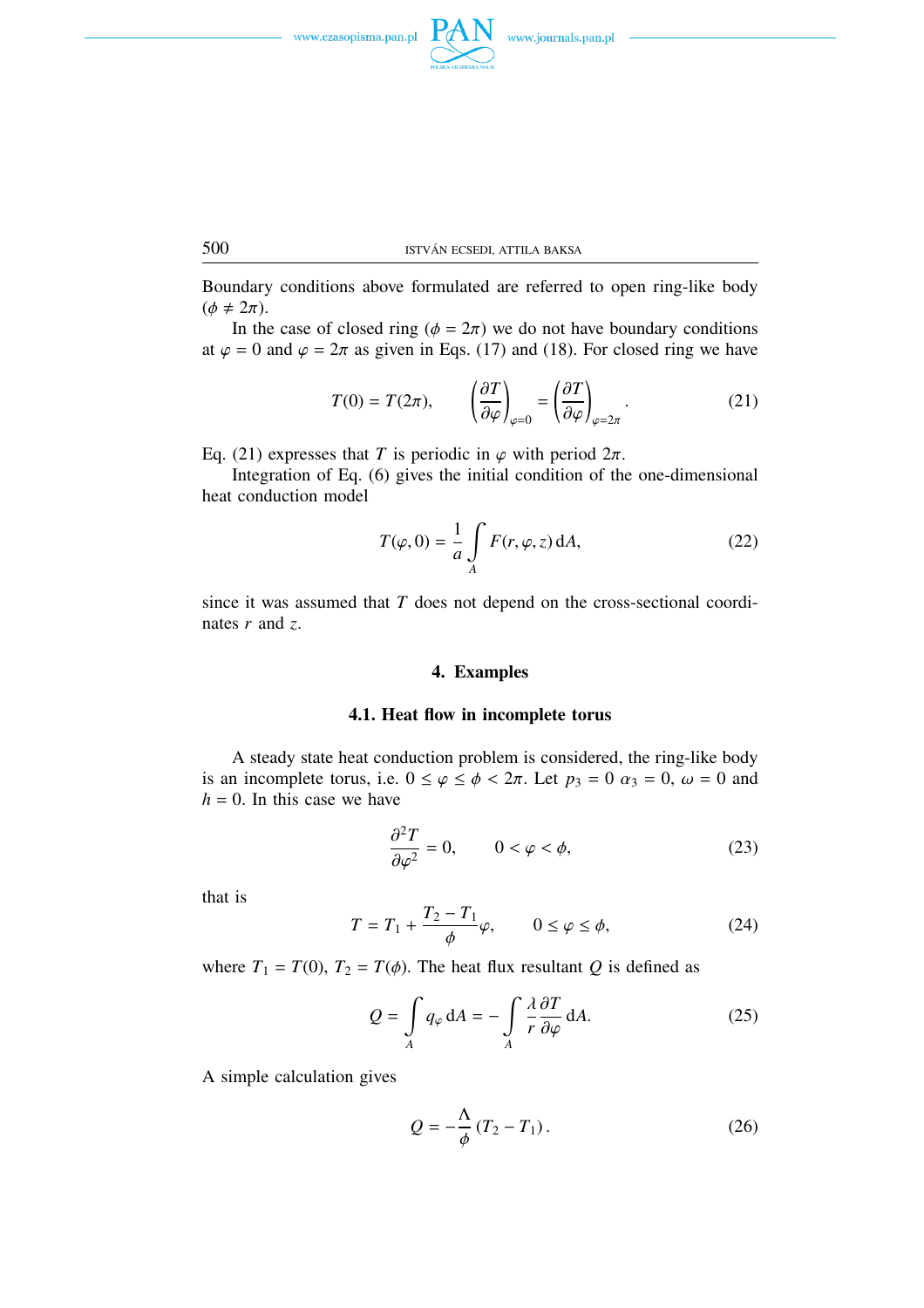Boundary conditions above formulated are referred to open ring-like body ($\phi \neq 2\pi$).

In the case of closed ring ($\phi = 2\pi$) we do not have boundary conditions at $\varphi = 0$ and $\varphi = 2\pi$ as given in Eqs. (17) and (18). For closed ring we have

$$T(0) = T(2\pi), \qquad \left(\frac{\partial T}{\partial \varphi}\right)_{\varphi=0} = \left(\frac{\partial T}{\partial \varphi}\right)_{\varphi=2\pi}. \tag{21}$$

Eq. (21) expresses that $T$ is periodic in $\varphi$ with period $2\pi$.

Integration of Eq. (6) gives the initial condition of the one-dimensional heat conduction model

$$T(\varphi, 0) = \frac{1}{a} \int_A F(r, \varphi, z)\, \mathrm{d}A, \tag{22}$$

since it was assumed that $T$ does not depend on the cross-sectional coordinates $r$ and $z$.

## 4. Examples

### 4.1. Heat flow in incomplete torus

A steady state heat conduction problem is considered, the ring-like body is an incomplete torus, i.e. $0 \leq \varphi \leq \phi < 2\pi$. Let $p_3 = 0$ $\alpha_3 = 0$, $\omega = 0$ and $h = 0$. In this case we have

$$\frac{\partial^2 T}{\partial \varphi^2} = 0, \qquad 0 < \varphi < \phi, \tag{23}$$

that is

$$T = T_1 + \frac{T_2 - T_1}{\phi}\varphi, \qquad 0 \leq \varphi \leq \phi, \tag{24}$$

where $T_1 = T(0)$, $T_2 = T(\phi)$. The heat flux resultant $Q$ is defined as

$$Q = \int_A q_\varphi\, \mathrm{d}A = -\int_A \frac{\lambda}{r}\frac{\partial T}{\partial \varphi}\, \mathrm{d}A. \tag{25}$$

A simple calculation gives

$$Q = -\frac{\Lambda}{\phi}\left(T_2 - T_1\right). \tag{26}$$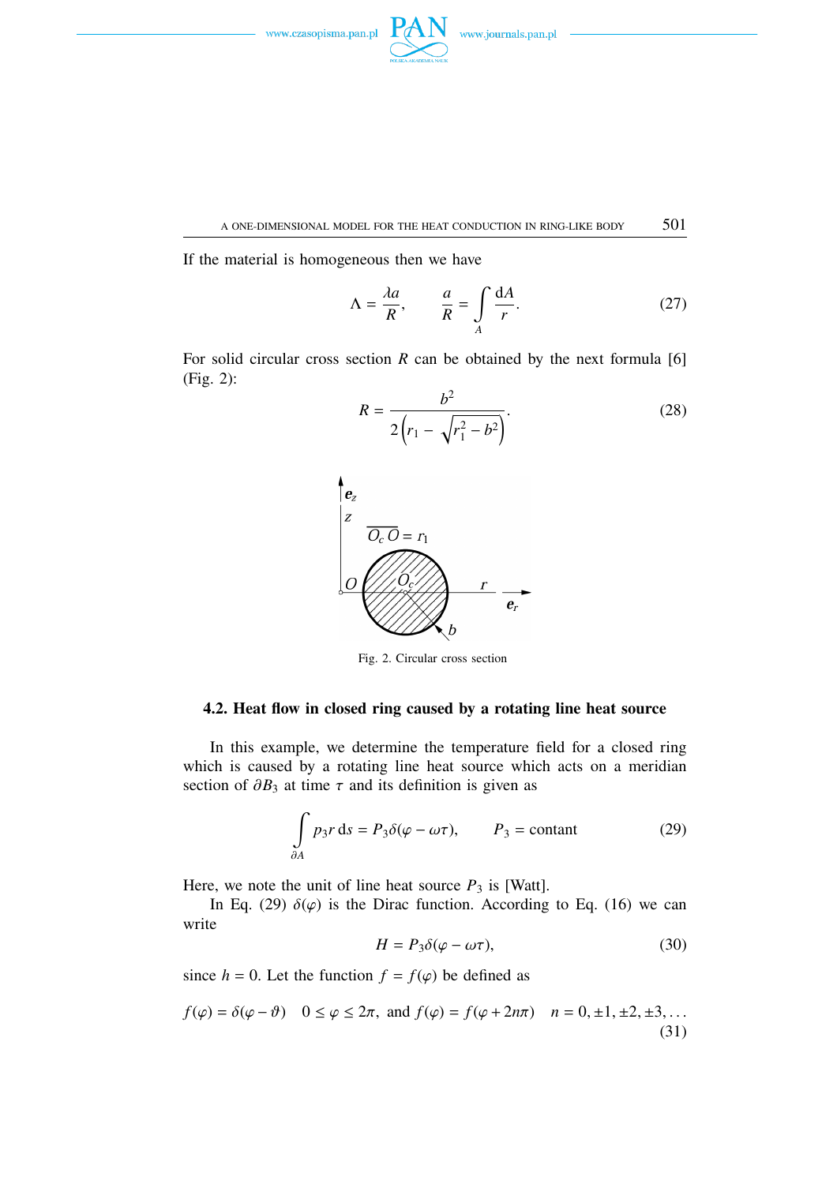If the material is homogeneous then we have

$$\Lambda = \frac{\lambda a}{R}, \qquad \frac{a}{R} = \int_A \frac{\mathrm{d}A}{r}. \tag{27}$$

For solid circular cross section $R$ can be obtained by the next formula [6] (Fig. 2):

$$R = \frac{b^2}{2\left(r_1 - \sqrt{r_1^2 - b^2}\right)}. \tag{28}$$

Fig. 2. Circular cross section

#### 4.2. Heat flow in closed ring caused by a rotating line heat source

In this example, we determine the temperature field for a closed ring which is caused by a rotating line heat source which acts on a meridian section of $\partial B_3$ at time $\tau$ and its definition is given as

$$\int_{\partial A} p_3 r \,\mathrm{d}s = P_3 \delta(\varphi - \omega\tau), \qquad P_3 = \text{contant} \tag{29}$$

Here, we note the unit of line heat source $P_3$ is [Watt].

In Eq. (29) $\delta(\varphi)$ is the Dirac function. According to Eq. (16) we can write

$$H = P_3 \delta(\varphi - \omega\tau), \tag{30}$$

since $h = 0$. Let the function $f = f(\varphi)$ be defined as

$$f(\varphi) = \delta(\varphi - \vartheta) \quad 0 \leq \varphi \leq 2\pi, \text{ and } f(\varphi) = f(\varphi + 2n\pi) \quad n = 0, \pm 1, \pm 2, \pm 3, \ldots \tag{31}$$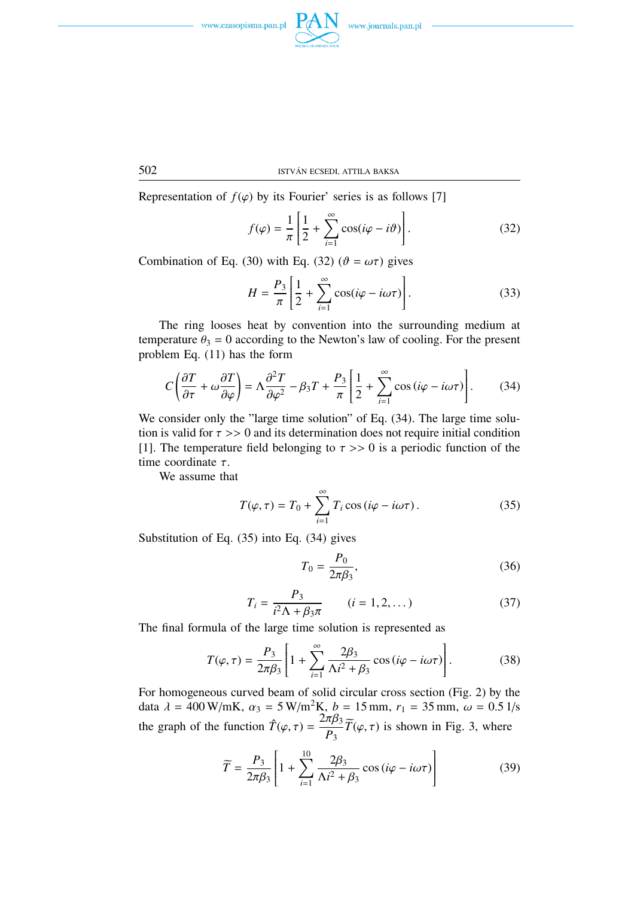Representation of $f(\varphi)$ by its Fourier' series is as follows [7]

$$f(\varphi) = \frac{1}{\pi}\left[\frac{1}{2} + \sum_{i=1}^{\infty} \cos(i\varphi - i\vartheta)\right]. \tag{32}$$

Combination of Eq. (30) with Eq. (32) ($\vartheta = \omega\tau$) gives

$$H = \frac{P_3}{\pi}\left[\frac{1}{2} + \sum_{i=1}^{\infty} \cos(i\varphi - i\omega\tau)\right]. \tag{33}$$

The ring looses heat by convention into the surrounding medium at temperature $\theta_3 = 0$ according to the Newton's law of cooling. For the present problem Eq. (11) has the form

$$C\left(\frac{\partial T}{\partial \tau} + \omega\frac{\partial T}{\partial \varphi}\right) = \Lambda\frac{\partial^2 T}{\partial \varphi^2} - \beta_3 T + \frac{P_3}{\pi}\left[\frac{1}{2} + \sum_{i=1}^{\infty} \cos(i\varphi - i\omega\tau)\right]. \tag{34}$$

We consider only the "large time solution" of Eq. (34). The large time solution is valid for $\tau >> 0$ and its determination does not require initial condition [1]. The temperature field belonging to $\tau >> 0$ is a periodic function of the time coordinate $\tau$.

We assume that

$$T(\varphi, \tau) = T_0 + \sum_{i=1}^{\infty} T_i \cos(i\varphi - i\omega\tau). \tag{35}$$

Substitution of Eq. (35) into Eq. (34) gives

$$T_0 = \frac{P_0}{2\pi\beta_3}, \tag{36}$$

$$T_i = \frac{P_3}{i^2\Lambda + \beta_3\pi} \qquad (i = 1, 2, \dots) \tag{37}$$

The final formula of the large time solution is represented as

$$T(\varphi, \tau) = \frac{P_3}{2\pi\beta_3}\left[1 + \sum_{i=1}^{\infty} \frac{2\beta_3}{\Lambda i^2 + \beta_3} \cos(i\varphi - i\omega\tau)\right]. \tag{38}$$

For homogeneous curved beam of solid circular cross section (Fig. 2) by the data $\lambda = 400\,\mathrm{W/mK}$, $\alpha_3 = 5\,\mathrm{W/m^2K}$, $b = 15\,\mathrm{mm}$, $r_1 = 35\,\mathrm{mm}$, $\omega = 0.5\,\mathrm{1/s}$ the graph of the function $\hat{T}(\varphi, \tau) = \dfrac{2\pi\beta_3}{P_3}\widetilde{T}(\varphi, \tau)$ is shown in Fig. 3, where

$$\widetilde{T} = \frac{P_3}{2\pi\beta_3}\left[1 + \sum_{i=1}^{10} \frac{2\beta_3}{\Lambda i^2 + \beta_3} \cos(i\varphi - i\omega\tau)\right] \tag{39}$$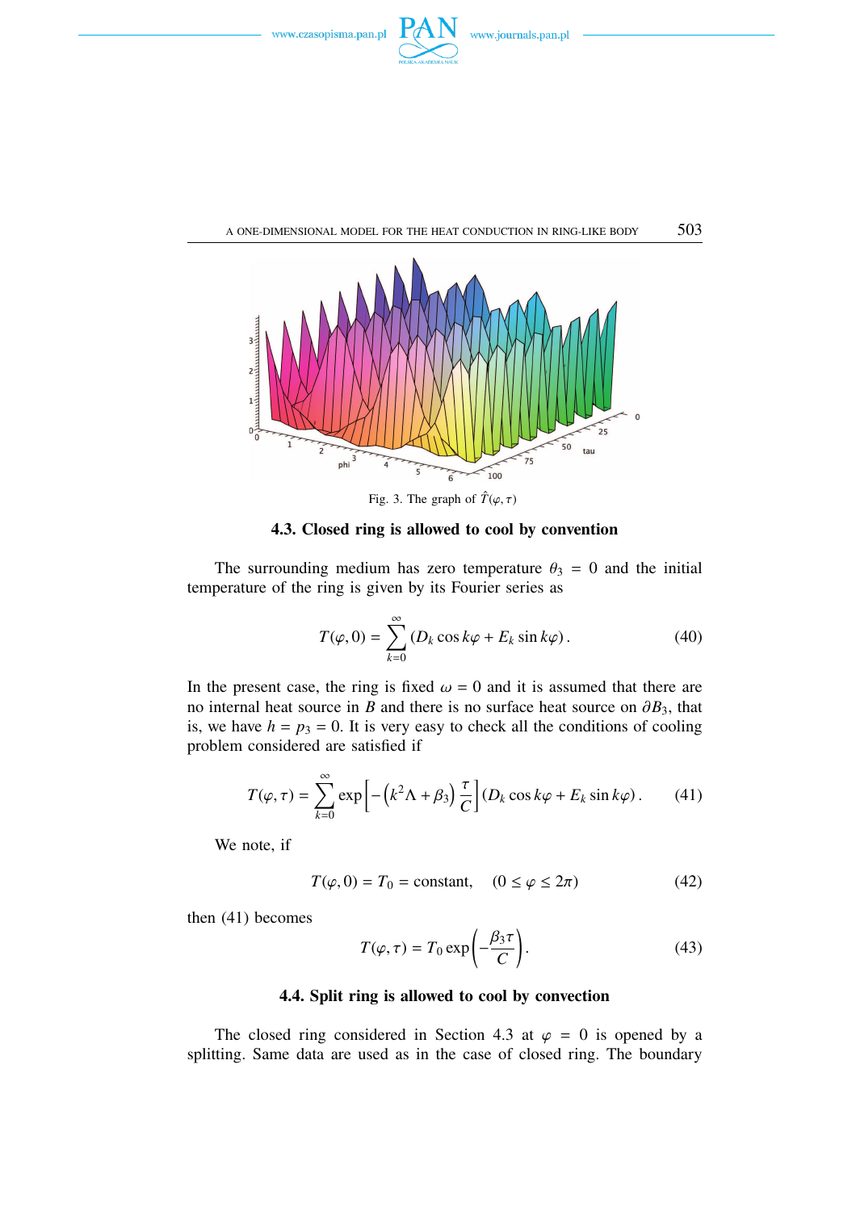Fig. 3. The graph of $\hat{T}(\varphi, \tau)$

### 4.3. Closed ring is allowed to cool by convention

The surrounding medium has zero temperature $\theta_3 = 0$ and the initial temperature of the ring is given by its Fourier series as

$$T(\varphi, 0) = \sum_{k=0}^{\infty} (D_k \cos k\varphi + E_k \sin k\varphi). \tag{40}$$

In the present case, the ring is fixed $\omega = 0$ and it is assumed that there are no internal heat source in $B$ and there is no surface heat source on $\partial B_3$, that is, we have $h = p_3 = 0$. It is very easy to check all the conditions of cooling problem considered are satisfied if

$$T(\varphi, \tau) = \sum_{k=0}^{\infty} \exp\left[-\left(k^2 \Lambda + \beta_3\right) \frac{\tau}{C}\right] (D_k \cos k\varphi + E_k \sin k\varphi). \tag{41}$$

We note, if

$$T(\varphi, 0) = T_0 = \text{constant}, \quad (0 \leq \varphi \leq 2\pi) \tag{42}$$

then (41) becomes

$$T(\varphi, \tau) = T_0 \exp\left(-\frac{\beta_3 \tau}{C}\right). \tag{43}$$

### 4.4. Split ring is allowed to cool by convection

The closed ring considered in Section 4.3 at $\varphi = 0$ is opened by a splitting. Same data are used as in the case of closed ring. The boundary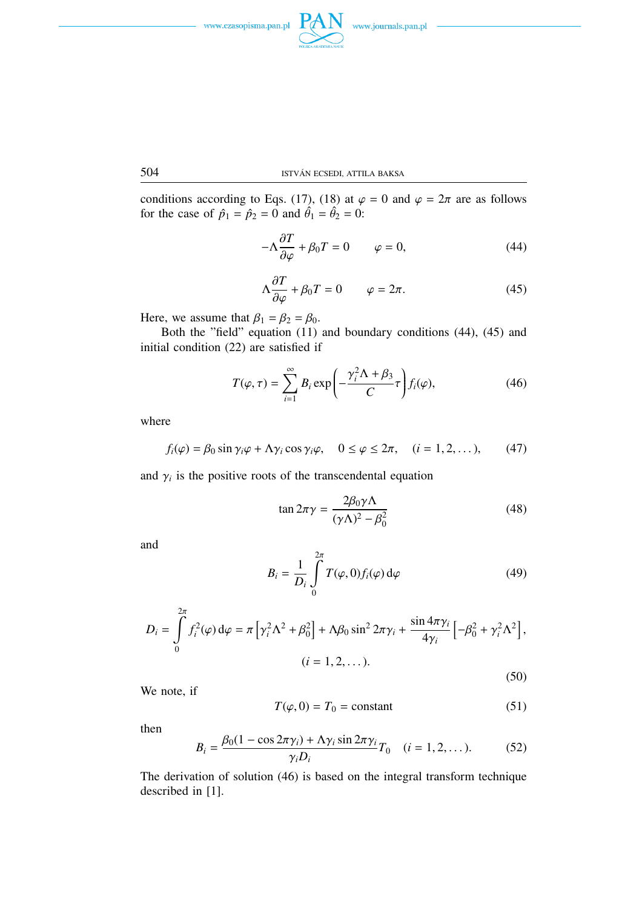conditions according to Eqs. (17), (18) at $\varphi = 0$ and $\varphi = 2\pi$ are as follows for the case of $\hat{p}_1 = \hat{p}_2 = 0$ and $\hat{\theta}_1 = \hat{\theta}_2 = 0$:

$$-\Lambda \frac{\partial T}{\partial \varphi} + \beta_0 T = 0 \qquad \varphi = 0, \tag{44}$$

$$\Lambda \frac{\partial T}{\partial \varphi} + \beta_0 T = 0 \qquad \varphi = 2\pi. \tag{45}$$

Here, we assume that $\beta_1 = \beta_2 = \beta_0$.

Both the "field" equation (11) and boundary conditions (44), (45) and initial condition (22) are satisfied if

$$T(\varphi, \tau) = \sum_{i=1}^{\infty} B_i \exp\left(-\frac{\gamma_i^2 \Lambda + \beta_3}{C}\tau\right) f_i(\varphi), \tag{46}$$

where

$$f_i(\varphi) = \beta_0 \sin \gamma_i \varphi + \Lambda \gamma_i \cos \gamma_i \varphi, \quad 0 \le \varphi \le 2\pi, \quad (i = 1, 2, \dots), \tag{47}$$

and $\gamma_i$ is the positive roots of the transcendental equation

$$\tan 2\pi\gamma = \frac{2\beta_0 \gamma \Lambda}{(\gamma\Lambda)^2 - \beta_0^2} \tag{48}$$

and

$$B_i = \frac{1}{D_i} \int_0^{2\pi} T(\varphi, 0) f_i(\varphi)\, \mathrm{d}\varphi \tag{49}$$

$$D_i = \int_0^{2\pi} f_i^2(\varphi)\, \mathrm{d}\varphi = \pi \left[\gamma_i^2 \Lambda^2 + \beta_0^2\right] + \Lambda \beta_0 \sin^2 2\pi\gamma_i + \frac{\sin 4\pi\gamma_i}{4\gamma_i}\left[-\beta_0^2 + \gamma_i^2 \Lambda^2\right],$$
$$(i = 1, 2, \dots). \tag{50}$$

We note, if

$$T(\varphi, 0) = T_0 = \text{constant} \tag{51}$$

then

$$B_i = \frac{\beta_0 (1 - \cos 2\pi\gamma_i) + \Lambda \gamma_i \sin 2\pi\gamma_i}{\gamma_i D_i} T_0 \quad (i = 1, 2, \dots). \tag{52}$$

The derivation of solution (46) is based on the integral transform technique described in [1].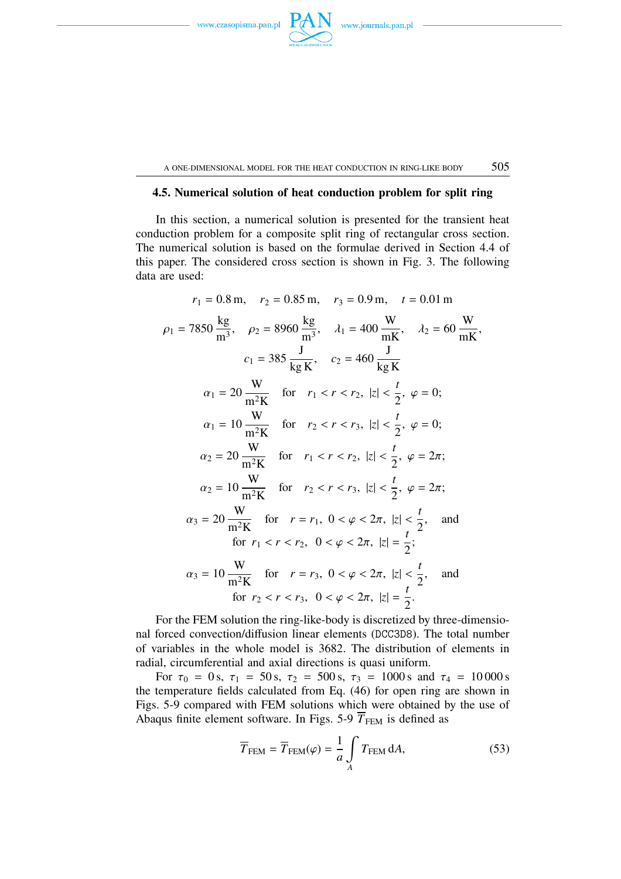### 4.5. Numerical solution of heat conduction problem for split ring

In this section, a numerical solution is presented for the transient heat conduction problem for a composite split ring of rectangular cross section. The numerical solution is based on the formulae derived in Section 4.4 of this paper. The considered cross section is shown in Fig. 3. The following data are used:

$$r_1 = 0.8\,\text{m}, \quad r_2 = 0.85\,\text{m}, \quad r_3 = 0.9\,\text{m}, \quad t = 0.01\,\text{m}$$

$$\rho_1 = 7850\,\frac{\text{kg}}{\text{m}^3}, \quad \rho_2 = 8960\,\frac{\text{kg}}{\text{m}^3}, \quad \lambda_1 = 400\,\frac{\text{W}}{\text{mK}}, \quad \lambda_2 = 60\,\frac{\text{W}}{\text{mK}},$$

$$c_1 = 385\,\frac{\text{J}}{\text{kg K}}, \quad c_2 = 460\,\frac{\text{J}}{\text{kg K}}$$

$$\alpha_1 = 20\,\frac{\text{W}}{\text{m}^2\text{K}} \quad \text{for} \quad r_1 < r < r_2,\ |z| < \frac{t}{2},\ \varphi = 0;$$

$$\alpha_1 = 10\,\frac{\text{W}}{\text{m}^2\text{K}} \quad \text{for} \quad r_2 < r < r_3,\ |z| < \frac{t}{2},\ \varphi = 0;$$

$$\alpha_2 = 20\,\frac{\text{W}}{\text{m}^2\text{K}} \quad \text{for} \quad r_1 < r < r_2,\ |z| < \frac{t}{2},\ \varphi = 2\pi;$$

$$\alpha_2 = 10\,\frac{\text{W}}{\text{m}^2\text{K}} \quad \text{for} \quad r_2 < r < r_3,\ |z| < \frac{t}{2},\ \varphi = 2\pi;$$

$$\alpha_3 = 20\,\frac{\text{W}}{\text{m}^2\text{K}} \quad \text{for} \quad r = r_1,\ 0 < \varphi < 2\pi,\ |z| < \frac{t}{2}, \quad \text{and}$$
$$\text{for} \ r_1 < r < r_2,\ 0 < \varphi < 2\pi,\ |z| = \frac{t}{2};$$

$$\alpha_3 = 10\,\frac{\text{W}}{\text{m}^2\text{K}} \quad \text{for} \quad r = r_3,\ 0 < \varphi < 2\pi,\ |z| < \frac{t}{2}, \quad \text{and}$$
$$\text{for} \ r_2 < r < r_3,\ 0 < \varphi < 2\pi,\ |z| = \frac{t}{2}.$$

For the FEM solution the ring-like-body is discretized by three-dimensional forced convection/diffusion linear elements (DCC3D8). The total number of variables in the whole model is 3682. The distribution of elements in radial, circumferential and axial directions is quasi uniform.

For $\tau_0 = 0\,\text{s}$, $\tau_1 = 50\,\text{s}$, $\tau_2 = 500\,\text{s}$, $\tau_3 = 1000\,\text{s}$ and $\tau_4 = 10\,000\,\text{s}$ the temperature fields calculated from Eq. (46) for open ring are shown in Figs. 5-9 compared with FEM solutions which were obtained by the use of Abaqus finite element software. In Figs. 5-9 $\overline{T}_{\text{FEM}}$ is defined as

$$\overline{T}_{\text{FEM}} = \overline{T}_{\text{FEM}}(\varphi) = \frac{1}{a} \int_A T_{\text{FEM}}\, \text{d}A, \tag{53}$$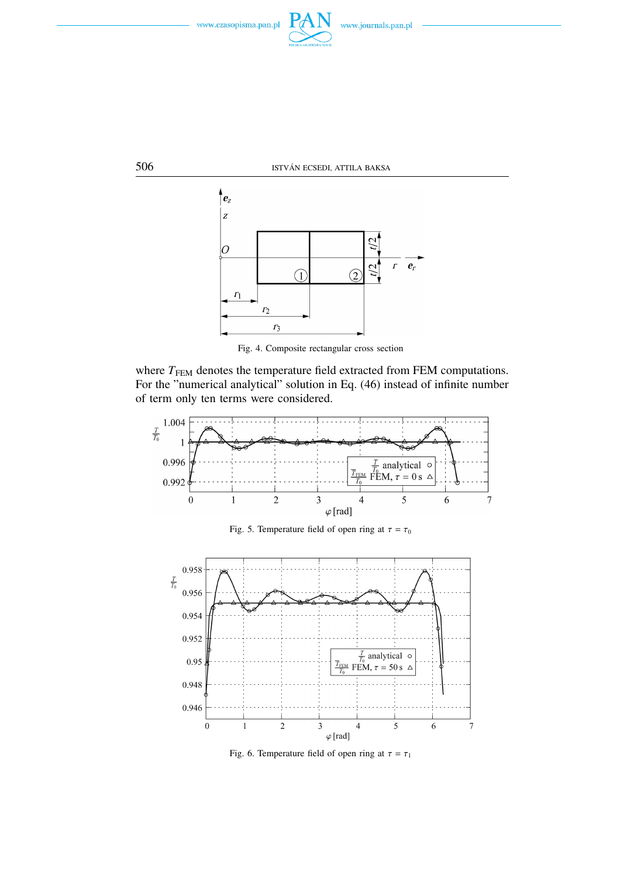Fig. 4. Composite rectangular cross section

where $T_{\text{FEM}}$ denotes the temperature field extracted from FEM computations. For the "numerical analytical" solution in Eq. (46) instead of infinite number of term only ten terms were considered.

Fig. 5. Temperature field of open ring at $\tau = \tau_0$

Fig. 6. Temperature field of open ring at $\tau = \tau_1$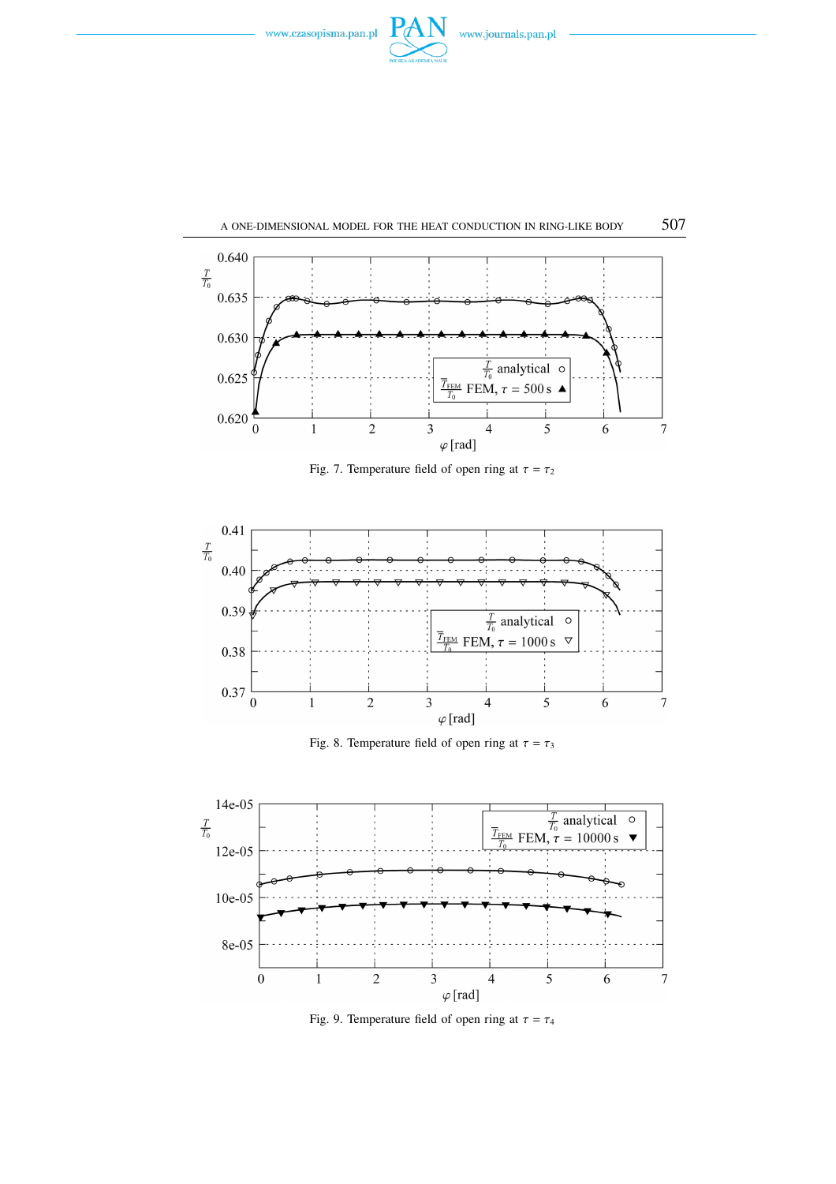Fig. 7. Temperature field of open ring at $\tau = \tau_2$

Fig. 8. Temperature field of open ring at $\tau = \tau_3$

Fig. 9. Temperature field of open ring at $\tau = \tau_4$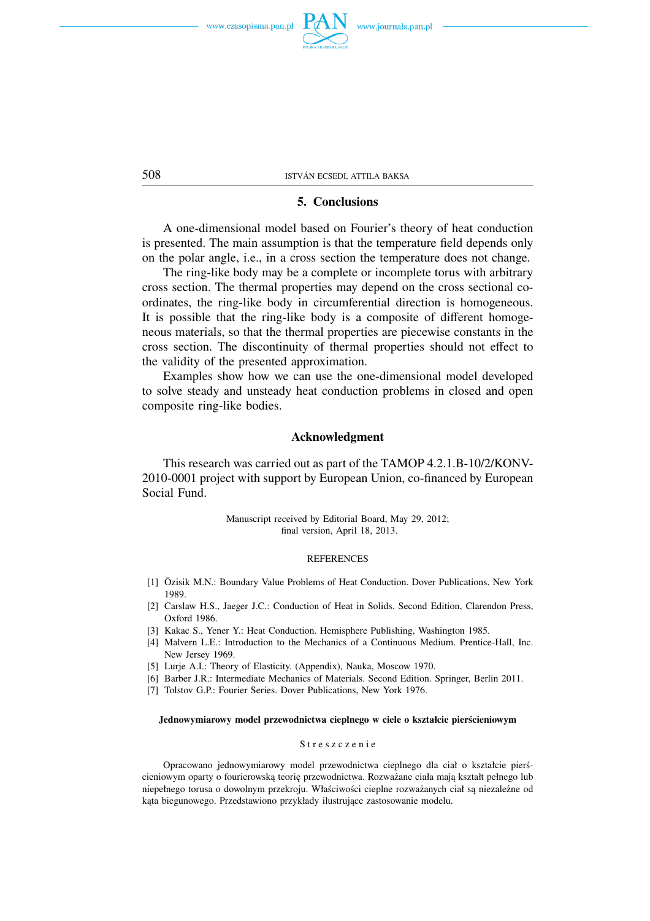## 5. Conclusions

A one-dimensional model based on Fourier's theory of heat conduction is presented. The main assumption is that the temperature field depends only on the polar angle, i.e., in a cross section the temperature does not change.

The ring-like body may be a complete or incomplete torus with arbitrary cross section. The thermal properties may depend on the cross sectional coordinates, the ring-like body in circumferential direction is homogeneous. It is possible that the ring-like body is a composite of different homogeneous materials, so that the thermal properties are piecewise constants in the cross section. The discontinuity of thermal properties should not effect to the validity of the presented approximation.

Examples show how we can use the one-dimensional model developed to solve steady and unsteady heat conduction problems in closed and open composite ring-like bodies.

## Acknowledgment

This research was carried out as part of the TAMOP 4.2.1.B-10/2/KONV-2010-0001 project with support by European Union, co-financed by European Social Fund.

Manuscript received by Editorial Board, May 29, 2012;
final version, April 18, 2013.

## REFERENCES

[1] Özisik M.N.: Boundary Value Problems of Heat Conduction. Dover Publications, New York 1989.

[2] Carslaw H.S., Jaeger J.C.: Conduction of Heat in Solids. Second Edition, Clarendon Press, Oxford 1986.

[3] Kakac S., Yener Y.: Heat Conduction. Hemisphere Publishing, Washington 1985.

[4] Malvern L.E.: Introduction to the Mechanics of a Continuous Medium. Prentice-Hall, Inc. New Jersey 1969.

[5] Lurje A.I.: Theory of Elasticity. (Appendix), Nauka, Moscow 1970.

[6] Barber J.R.: Intermediate Mechanics of Materials. Second Edition. Springer, Berlin 2011.

[7] Tolstov G.P.: Fourier Series. Dover Publications, New York 1976.

### Jednowymiarowy model przewodnictwa cieplnego w ciele o kształcie pierścieniowym

S t r e s z c z e n i e

Opracowano jednowymiarowy model przewodnictwa cieplnego dla ciał o kształcie pierścieniowym oparty o fourierowską teorię przewodnictwa. Rozważane ciała mają kształt pełnego lub niepełnego torusa o dowolnym przekroju. Właściwości cieplne rozważanych ciał są niezależne od kąta biegunowego. Przedstawiono przykłady ilustrujące zastosowanie modelu.